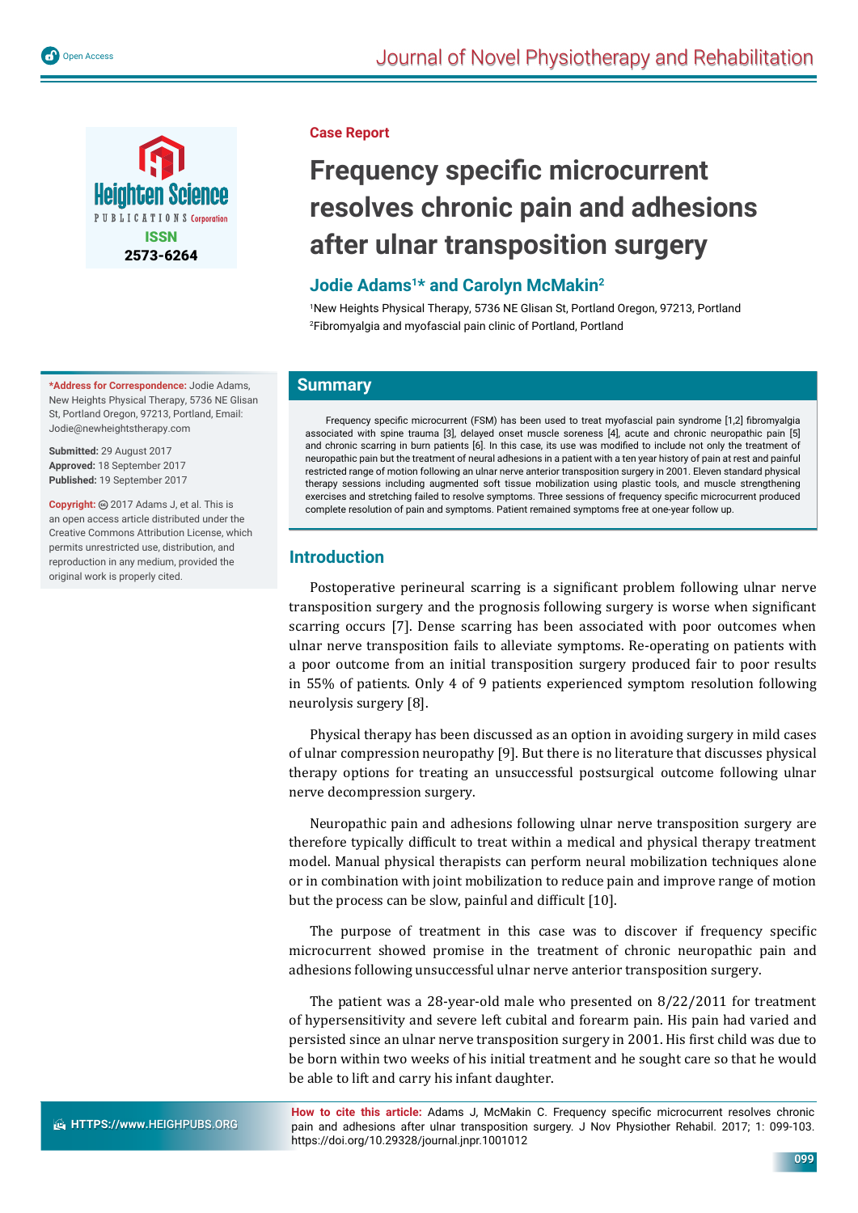Case Report

# Frequency specific microcurrent resolves chronic pain and adhesions after ulnar transposition surgery

**Jodie Adams[1]* and Carolyn McMakin[2]**

[1]New Heights Physical Therapy, 5736 NE Glisan St, Portland Oregon, 97213, Portland
[2]Fibromyalgia and myofascial pain clinic of Portland, Portland

**\*Address for Correspondence:** Jodie Adams, New Heights Physical Therapy, 5736 NE Glisan St, Portland Oregon, 97213, Portland, Email: Jodie@newheightstherapy.com

**Submitted:** 29 August 2017
**Approved:** 18 September 2017
**Published:** 19 September 2017

**Copyright:** © 2017 Adams J, et al. This is an open access article distributed under the Creative Commons Attribution License, which permits unrestricted use, distribution, and reproduction in any medium, provided the original work is properly cited.

## Summary

Frequency specific microcurrent (FSM) has been used to treat myofascial pain syndrome [1,2] fibromyalgia associated with spine trauma [3], delayed onset muscle soreness [4], acute and chronic neuropathic pain [5] and chronic scarring in burn patients [6]. In this case, its use was modified to include not only the treatment of neuropathic pain but the treatment of neural adhesions in a patient with a ten year history of pain at rest and painful restricted range of motion following an ulnar nerve anterior transposition surgery in 2001. Eleven standard physical therapy sessions including augmented soft tissue mobilization using plastic tools, and muscle strengthening exercises and stretching failed to resolve symptoms. Three sessions of frequency specific microcurrent produced complete resolution of pain and symptoms. Patient remained symptoms free at one-year follow up.

## Introduction

Postoperative perineural scarring is a significant problem following ulnar nerve transposition surgery and the prognosis following surgery is worse when significant scarring occurs [7]. Dense scarring has been associated with poor outcomes when ulnar nerve transposition fails to alleviate symptoms. Re-operating on patients with a poor outcome from an initial transposition surgery produced fair to poor results in 55% of patients. Only 4 of 9 patients experienced symptom resolution following neurolysis surgery [8].

Physical therapy has been discussed as an option in avoiding surgery in mild cases of ulnar compression neuropathy [9]. But there is no literature that discusses physical therapy options for treating an unsuccessful postsurgical outcome following ulnar nerve decompression surgery.

Neuropathic pain and adhesions following ulnar nerve transposition surgery are therefore typically difficult to treat within a medical and physical therapy treatment model. Manual physical therapists can perform neural mobilization techniques alone or in combination with joint mobilization to reduce pain and improve range of motion but the process can be slow, painful and difficult [10].

The purpose of treatment in this case was to discover if frequency specific microcurrent showed promise in the treatment of chronic neuropathic pain and adhesions following unsuccessful ulnar nerve anterior transposition surgery.

The patient was a 28-year-old male who presented on 8/22/2011 for treatment of hypersensitivity and severe left cubital and forearm pain. His pain had varied and persisted since an ulnar nerve transposition surgery in 2001. His first child was due to be born within two weeks of his initial treatment and he sought care so that he would be able to lift and carry his infant daughter.

**How to cite this article:** Adams J, McMakin C. Frequency specific microcurrent resolves chronic pain and adhesions after ulnar transposition surgery. J Nov Physiother Rehabil. 2017; 1: 099-103. https://doi.org/10.29328/journal.jnpr.1001012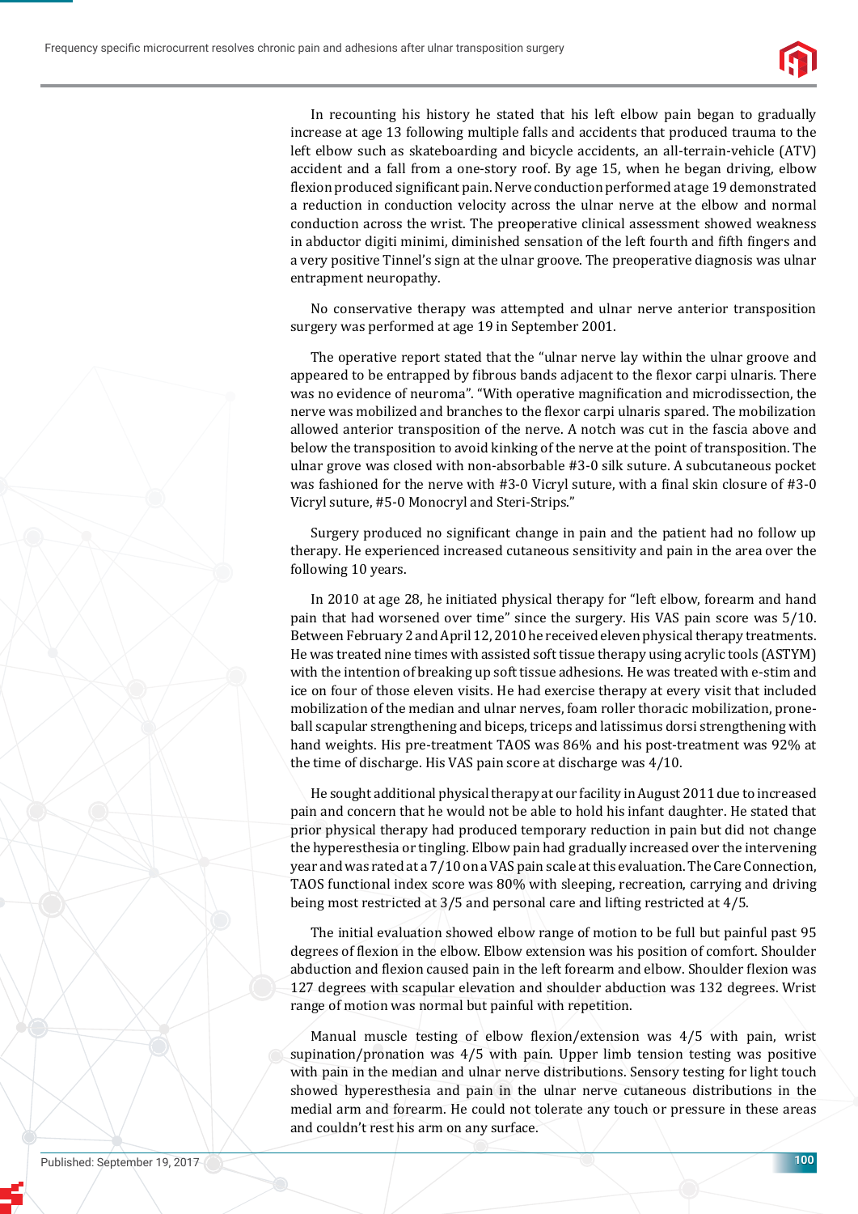In recounting his history he stated that his left elbow pain began to gradually increase at age 13 following multiple falls and accidents that produced trauma to the left elbow such as skateboarding and bicycle accidents, an all-terrain-vehicle (ATV) accident and a fall from a one-story roof. By age 15, when he began driving, elbow flexion produced significant pain. Nerve conduction performed at age 19 demonstrated a reduction in conduction velocity across the ulnar nerve at the elbow and normal conduction across the wrist. The preoperative clinical assessment showed weakness in abductor digiti minimi, diminished sensation of the left fourth and fifth fingers and a very positive Tinnel's sign at the ulnar groove. The preoperative diagnosis was ulnar entrapment neuropathy.

No conservative therapy was attempted and ulnar nerve anterior transposition surgery was performed at age 19 in September 2001.

The operative report stated that the "ulnar nerve lay within the ulnar groove and appeared to be entrapped by fibrous bands adjacent to the flexor carpi ulnaris. There was no evidence of neuroma". "With operative magnification and microdissection, the nerve was mobilized and branches to the flexor carpi ulnaris spared. The mobilization allowed anterior transposition of the nerve. A notch was cut in the fascia above and below the transposition to avoid kinking of the nerve at the point of transposition. The ulnar grove was closed with non-absorbable #3-0 silk suture. A subcutaneous pocket was fashioned for the nerve with #3-0 Vicryl suture, with a final skin closure of #3-0 Vicryl suture, #5-0 Monocryl and Steri-Strips."

Surgery produced no significant change in pain and the patient had no follow up therapy. He experienced increased cutaneous sensitivity and pain in the area over the following 10 years.

In 2010 at age 28, he initiated physical therapy for "left elbow, forearm and hand pain that had worsened over time" since the surgery. His VAS pain score was 5/10. Between February 2 and April 12, 2010 he received eleven physical therapy treatments. He was treated nine times with assisted soft tissue therapy using acrylic tools (ASTYM) with the intention of breaking up soft tissue adhesions. He was treated with e-stim and ice on four of those eleven visits. He had exercise therapy at every visit that included mobilization of the median and ulnar nerves, foam roller thoracic mobilization, prone-ball scapular strengthening and biceps, triceps and latissimus dorsi strengthening with hand weights. His pre-treatment TAOS was 86% and his post-treatment was 92% at the time of discharge. His VAS pain score at discharge was 4/10.

He sought additional physical therapy at our facility in August 2011 due to increased pain and concern that he would not be able to hold his infant daughter. He stated that prior physical therapy had produced temporary reduction in pain but did not change the hyperesthesia or tingling. Elbow pain had gradually increased over the intervening year and was rated at a 7/10 on a VAS pain scale at this evaluation. The Care Connection, TAOS functional index score was 80% with sleeping, recreation, carrying and driving being most restricted at 3/5 and personal care and lifting restricted at 4/5.

The initial evaluation showed elbow range of motion to be full but painful past 95 degrees of flexion in the elbow. Elbow extension was his position of comfort. Shoulder abduction and flexion caused pain in the left forearm and elbow. Shoulder flexion was 127 degrees with scapular elevation and shoulder abduction was 132 degrees. Wrist range of motion was normal but painful with repetition.

Manual muscle testing of elbow flexion/extension was 4/5 with pain, wrist supination/pronation was 4/5 with pain. Upper limb tension testing was positive with pain in the median and ulnar nerve distributions. Sensory testing for light touch showed hyperesthesia and pain in the ulnar nerve cutaneous distributions in the medial arm and forearm. He could not tolerate any touch or pressure in these areas and couldn't rest his arm on any surface.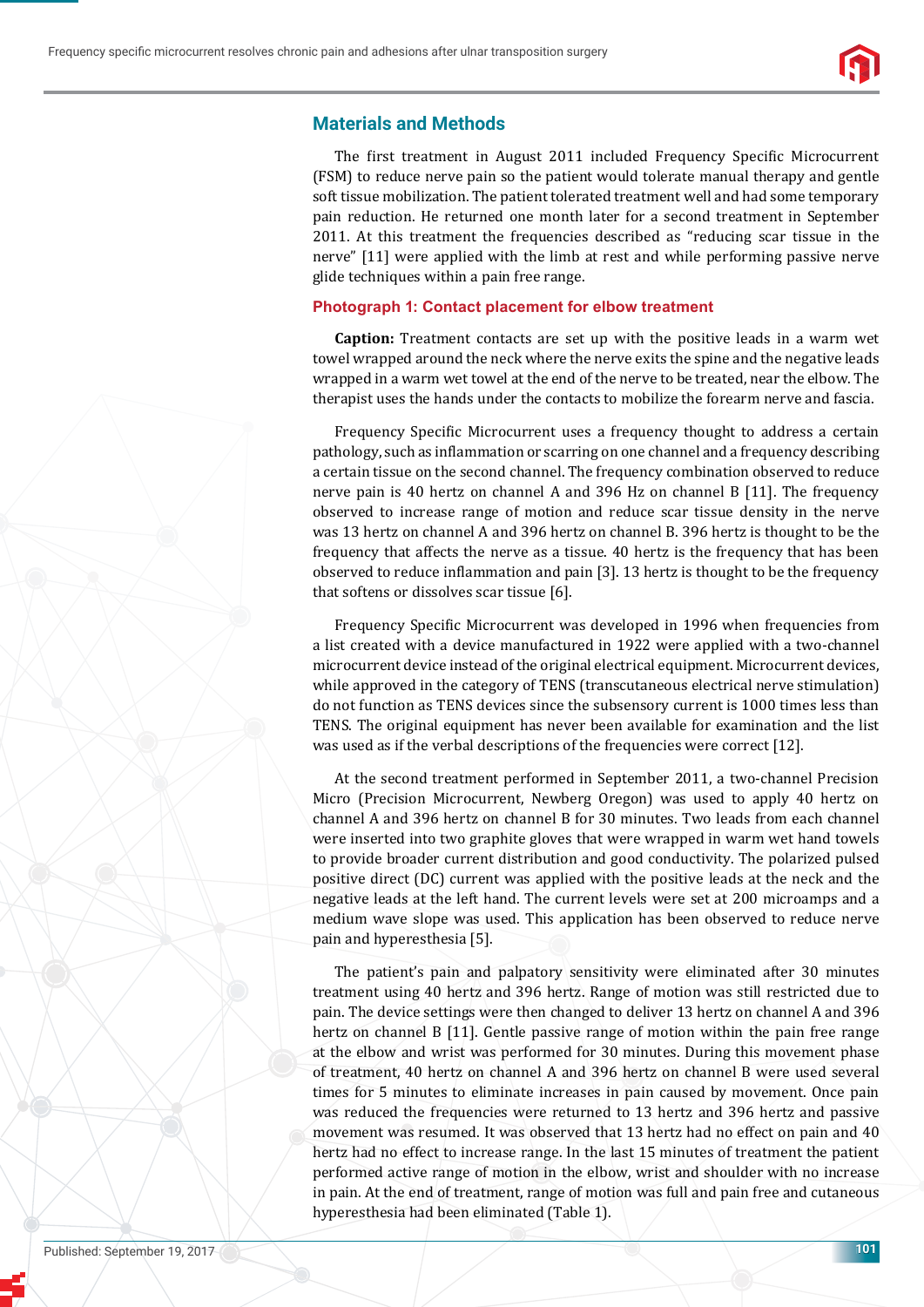## Materials and Methods

The first treatment in August 2011 included Frequency Specific Microcurrent (FSM) to reduce nerve pain so the patient would tolerate manual therapy and gentle soft tissue mobilization. The patient tolerated treatment well and had some temporary pain reduction. He returned one month later for a second treatment in September 2011. At this treatment the frequencies described as "reducing scar tissue in the nerve" [11] were applied with the limb at rest and while performing passive nerve glide techniques within a pain free range.

### Photograph 1: Contact placement for elbow treatment

**Caption:** Treatment contacts are set up with the positive leads in a warm wet towel wrapped around the neck where the nerve exits the spine and the negative leads wrapped in a warm wet towel at the end of the nerve to be treated, near the elbow. The therapist uses the hands under the contacts to mobilize the forearm nerve and fascia.

Frequency Specific Microcurrent uses a frequency thought to address a certain pathology, such as inflammation or scarring on one channel and a frequency describing a certain tissue on the second channel. The frequency combination observed to reduce nerve pain is 40 hertz on channel A and 396 Hz on channel B [11]. The frequency observed to increase range of motion and reduce scar tissue density in the nerve was 13 hertz on channel A and 396 hertz on channel B. 396 hertz is thought to be the frequency that affects the nerve as a tissue. 40 hertz is the frequency that has been observed to reduce inflammation and pain [3]. 13 hertz is thought to be the frequency that softens or dissolves scar tissue [6].

Frequency Specific Microcurrent was developed in 1996 when frequencies from a list created with a device manufactured in 1922 were applied with a two-channel microcurrent device instead of the original electrical equipment. Microcurrent devices, while approved in the category of TENS (transcutaneous electrical nerve stimulation) do not function as TENS devices since the subsensory current is 1000 times less than TENS. The original equipment has never been available for examination and the list was used as if the verbal descriptions of the frequencies were correct [12].

At the second treatment performed in September 2011, a two-channel Precision Micro (Precision Microcurrent, Newberg Oregon) was used to apply 40 hertz on channel A and 396 hertz on channel B for 30 minutes. Two leads from each channel were inserted into two graphite gloves that were wrapped in warm wet hand towels to provide broader current distribution and good conductivity. The polarized pulsed positive direct (DC) current was applied with the positive leads at the neck and the negative leads at the left hand. The current levels were set at 200 microamps and a medium wave slope was used. This application has been observed to reduce nerve pain and hyperesthesia [5].

The patient's pain and palpatory sensitivity were eliminated after 30 minutes treatment using 40 hertz and 396 hertz. Range of motion was still restricted due to pain. The device settings were then changed to deliver 13 hertz on channel A and 396 hertz on channel B [11]. Gentle passive range of motion within the pain free range at the elbow and wrist was performed for 30 minutes. During this movement phase of treatment, 40 hertz on channel A and 396 hertz on channel B were used several times for 5 minutes to eliminate increases in pain caused by movement. Once pain was reduced the frequencies were returned to 13 hertz and 396 hertz and passive movement was resumed. It was observed that 13 hertz had no effect on pain and 40 hertz had no effect to increase range. In the last 15 minutes of treatment the patient performed active range of motion in the elbow, wrist and shoulder with no increase in pain. At the end of treatment, range of motion was full and pain free and cutaneous hyperesthesia had been eliminated (Table 1).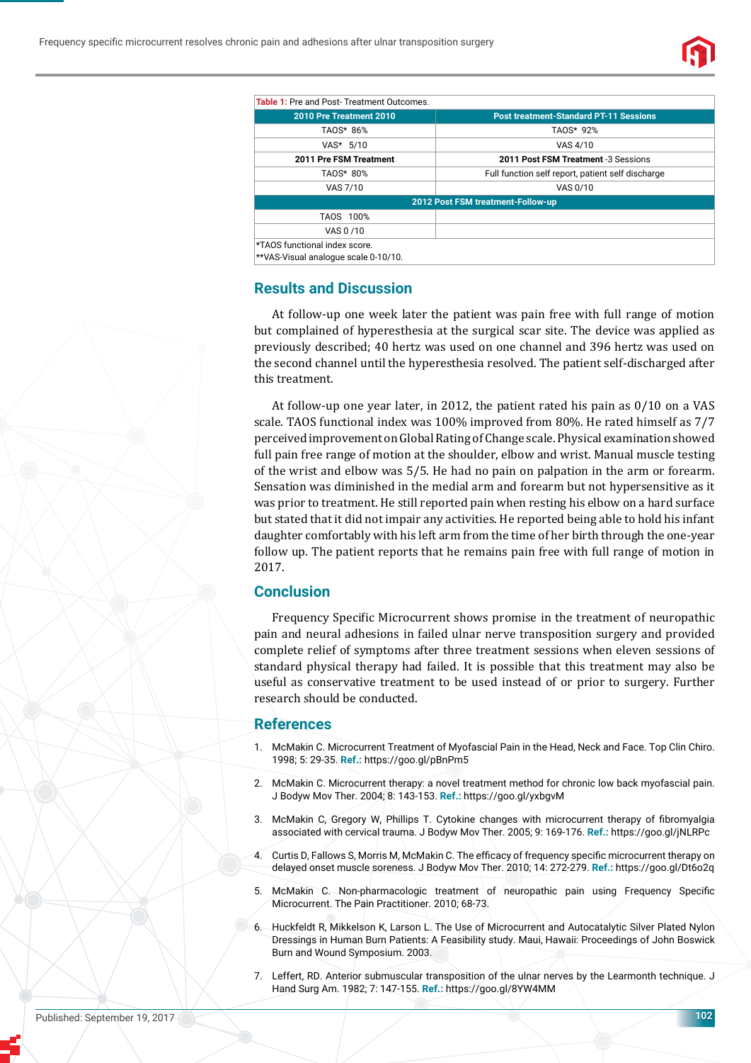**Table 1:** Pre and Post- Treatment Outcomes.

| 2010 Pre Treatment 2010 | Post treatment-Standard PT-11 Sessions |
|---|---|
| TAOS* 86% | TAOS* 92% |
| VAS* 5/10 | VAS 4/10 |
| **2011 Pre FSM Treatment** | **2011 Post FSM Treatment** -3 Sessions |
| TAOS* 80% | Full function self report, patient self discharge |
| VAS 7/10 | VAS 0/10 |
| **2012 Post FSM treatment-Follow-up** | |
| TAOS 100% | |
| VAS 0 /10 | |

*TAOS functional index score.
**VAS-Visual analogue scale 0-10/10.

## Results and Discussion

At follow-up one week later the patient was pain free with full range of motion but complained of hyperesthesia at the surgical scar site. The device was applied as previously described; 40 hertz was used on one channel and 396 hertz was used on the second channel until the hyperesthesia resolved. The patient self-discharged after this treatment.

At follow-up one year later, in 2012, the patient rated his pain as 0/10 on a VAS scale. TAOS functional index was 100% improved from 80%. He rated himself as 7/7 perceived improvement on Global Rating of Change scale. Physical examination showed full pain free range of motion at the shoulder, elbow and wrist. Manual muscle testing of the wrist and elbow was 5/5. He had no pain on palpation in the arm or forearm. Sensation was diminished in the medial arm and forearm but not hypersensitive as it was prior to treatment. He still reported pain when resting his elbow on a hard surface but stated that it did not impair any activities. He reported being able to hold his infant daughter comfortably with his left arm from the time of her birth through the one-year follow up. The patient reports that he remains pain free with full range of motion in 2017.

## Conclusion

Frequency Specific Microcurrent shows promise in the treatment of neuropathic pain and neural adhesions in failed ulnar nerve transposition surgery and provided complete relief of symptoms after three treatment sessions when eleven sessions of standard physical therapy had failed. It is possible that this treatment may also be useful as conservative treatment to be used instead of or prior to surgery. Further research should be conducted.

## References

1. McMakin C. Microcurrent Treatment of Myofascial Pain in the Head, Neck and Face. Top Clin Chiro. 1998; 5: 29-35. **Ref.:** https://goo.gl/pBnPm5
2. McMakin C. Microcurrent therapy: a novel treatment method for chronic low back myofascial pain. J Bodyw Mov Ther. 2004; 8: 143-153. **Ref.:** https://goo.gl/yxbgvM
3. McMakin C, Gregory W, Phillips T. Cytokine changes with microcurrent therapy of fibromyalgia associated with cervical trauma. J Bodyw Mov Ther. 2005; 9: 169-176. **Ref.:** https://goo.gl/jNLRPc
4. Curtis D, Fallows S, Morris M, McMakin C. The efficacy of frequency specific microcurrent therapy on delayed onset muscle soreness. J Bodyw Mov Ther. 2010; 14: 272-279. **Ref.:** https://goo.gl/Dt6o2q
5. McMakin C. Non-pharmacologic treatment of neuropathic pain using Frequency Specific Microcurrent. The Pain Practitioner. 2010; 68-73.
6. Huckfeldt R, Mikkelson K, Larson L. The Use of Microcurrent and Autocatalytic Silver Plated Nylon Dressings in Human Burn Patients: A Feasibility study. Maui, Hawaii: Proceedings of John Boswick Burn and Wound Symposium. 2003.
7. Leffert, RD. Anterior submuscular transposition of the ulnar nerves by the Learmonth technique. J Hand Surg Am. 1982; 7: 147-155. **Ref.:** https://goo.gl/8YW4MM

Published: September 19, 2017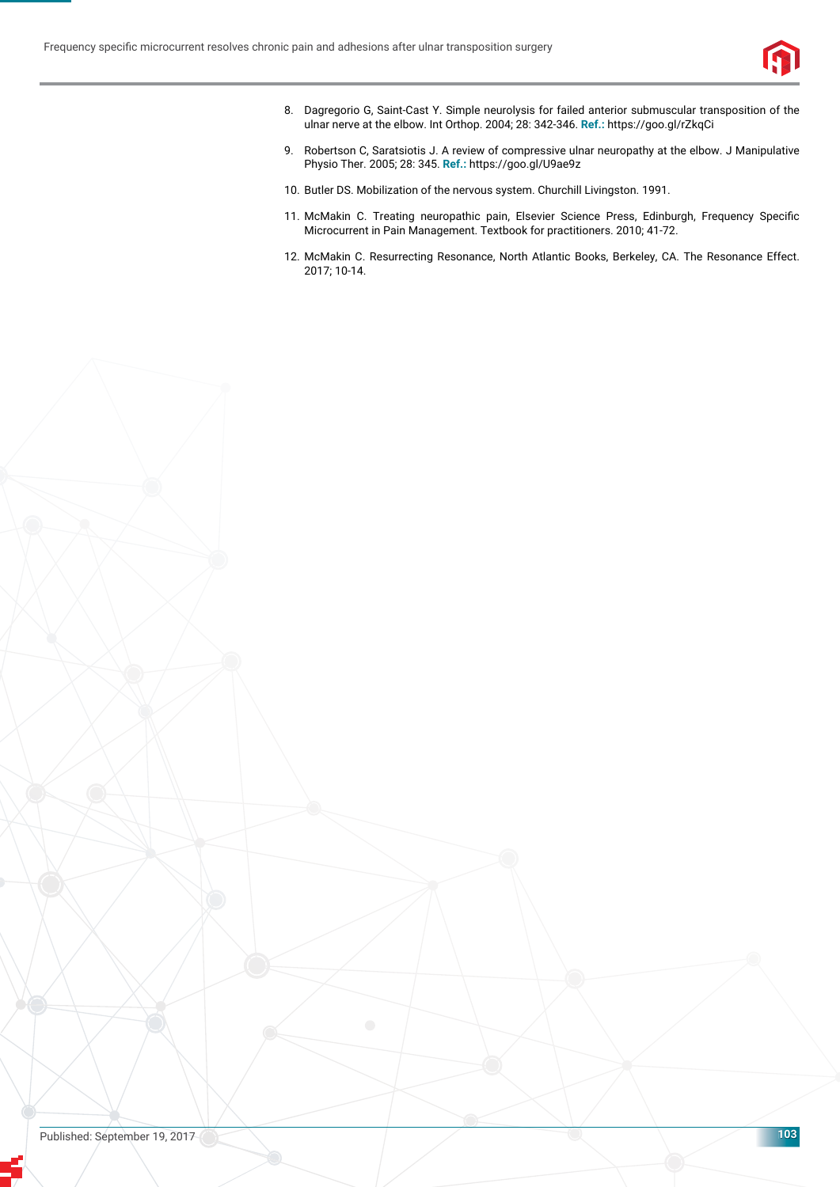8. Dagregorio G, Saint-Cast Y. Simple neurolysis for failed anterior submuscular transposition of the ulnar nerve at the elbow. Int Orthop. 2004; 28: 342-346. **Ref.:** https://goo.gl/rZkqCi

9. Robertson C, Saratsiotis J. A review of compressive ulnar neuropathy at the elbow. J Manipulative Physio Ther. 2005; 28: 345. **Ref.:** https://goo.gl/U9ae9z

10. Butler DS. Mobilization of the nervous system. Churchill Livingston. 1991.

11. McMakin C. Treating neuropathic pain, Elsevier Science Press, Edinburgh, Frequency Specific Microcurrent in Pain Management. Textbook for practitioners. 2010; 41-72.

12. McMakin C. Resurrecting Resonance, North Atlantic Books, Berkeley, CA. The Resonance Effect. 2017; 10-14.